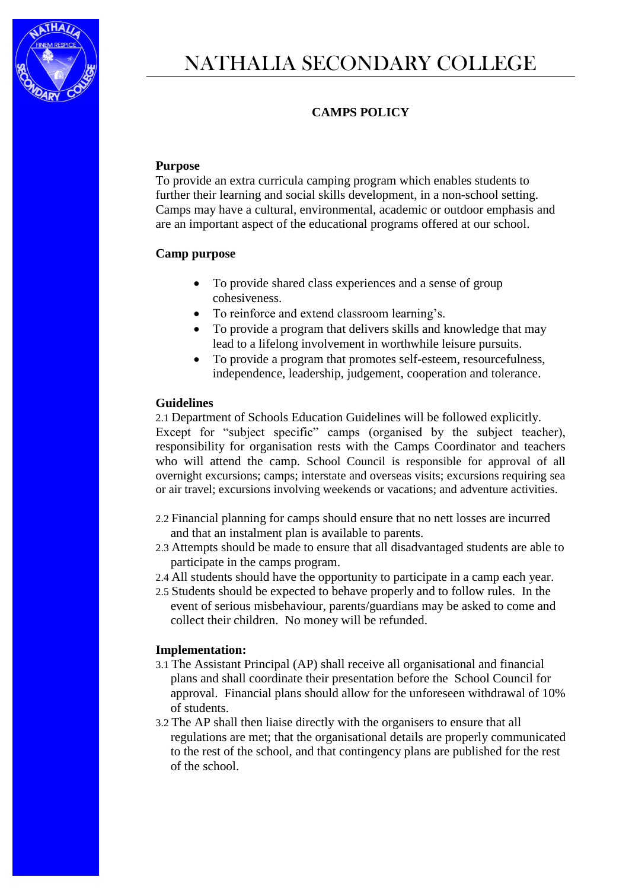# NATHALIA SECONDARY COLLEGE

## CAMPS POLICY

**Purpose**

To provide an extra curricula camping program which enables students to further their learning and social skills development, in a non-school setting. Camps may have a cultural, environmental, academic or outdoor emphasis and are an important aspect of the educational programs offered at our school.

**Camp purpose**

- To provide shared class experiences and a sense of group cohesiveness.
- To reinforce and extend classroom learning's.
- To provide a program that delivers skills and knowledge that may lead to a lifelong involvement in worthwhile leisure pursuits.
- To provide a program that promotes self-esteem, resourcefulness, independence, leadership, judgement, cooperation and tolerance.

**Guidelines**

2.1 Department of Schools Education Guidelines will be followed explicitly. Except for "subject specific" camps (organised by the subject teacher), responsibility for organisation rests with the Camps Coordinator and teachers who will attend the camp. School Council is responsible for approval of all overnight excursions; camps; interstate and overseas visits; excursions requiring sea or air travel; excursions involving weekends or vacations; and adventure activities.

2.2 Financial planning for camps should ensure that no nett losses are incurred and that an instalment plan is available to parents.

2.3 Attempts should be made to ensure that all disadvantaged students are able to participate in the camps program.

2.4 All students should have the opportunity to participate in a camp each year.

2.5 Students should be expected to behave properly and to follow rules. In the event of serious misbehaviour, parents/guardians may be asked to come and collect their children. No money will be refunded.

**Implementation:**

3.1 The Assistant Principal (AP) shall receive all organisational and financial plans and shall coordinate their presentation before the School Council for approval. Financial plans should allow for the unforeseen withdrawal of 10% of students.

3.2 The AP shall then liaise directly with the organisers to ensure that all regulations are met; that the organisational details are properly communicated to the rest of the school, and that contingency plans are published for the rest of the school.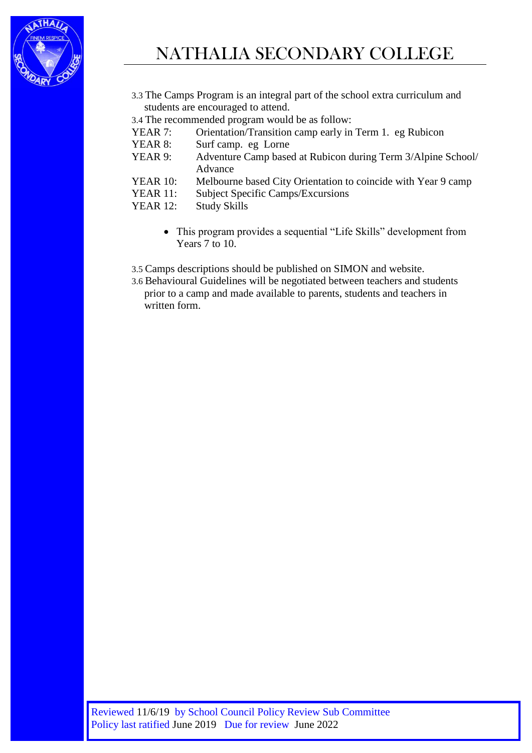3.3 The Camps Program is an integral part of the school extra curriculum and students are encouraged to attend.

3.4 The recommended program would be as follow:

| | |
|---|---|
| YEAR 7: | Orientation/Transition camp early in Term 1. eg Rubicon |
| YEAR 8: | Surf camp. eg Lorne |
| YEAR 9: | Adventure Camp based at Rubicon during Term 3/Alpine School/ Advance |
| YEAR 10: | Melbourne based City Orientation to coincide with Year 9 camp |
| YEAR 11: | Subject Specific Camps/Excursions |
| YEAR 12: | Study Skills |

- This program provides a sequential "Life Skills" development from Years 7 to 10.

3.5 Camps descriptions should be published on SIMON and website.

3.6 Behavioural Guidelines will be negotiated between teachers and students prior to a camp and made available to parents, students and teachers in written form.

Reviewed 11/6/19 by School Council Policy Review Sub Committee
Policy last ratified June 2019 Due for review June 2022